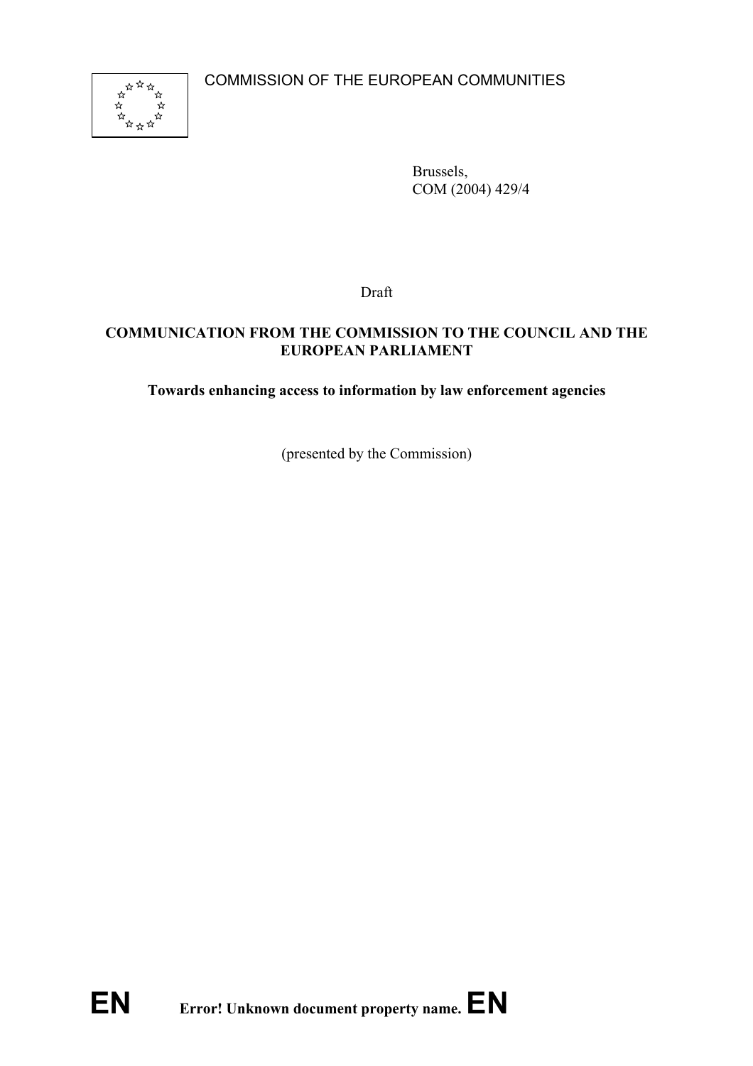COMMISSION OF THE EUROPEAN COMMUNITIES

Brussels,
COM (2004) 429/4

Draft

**COMMUNICATION FROM THE COMMISSION TO THE COUNCIL AND THE EUROPEAN PARLIAMENT**

**Towards enhancing access to information by law enforcement agencies**

(presented by the Commission)

**EN** **Error! Unknown document property name.** **EN**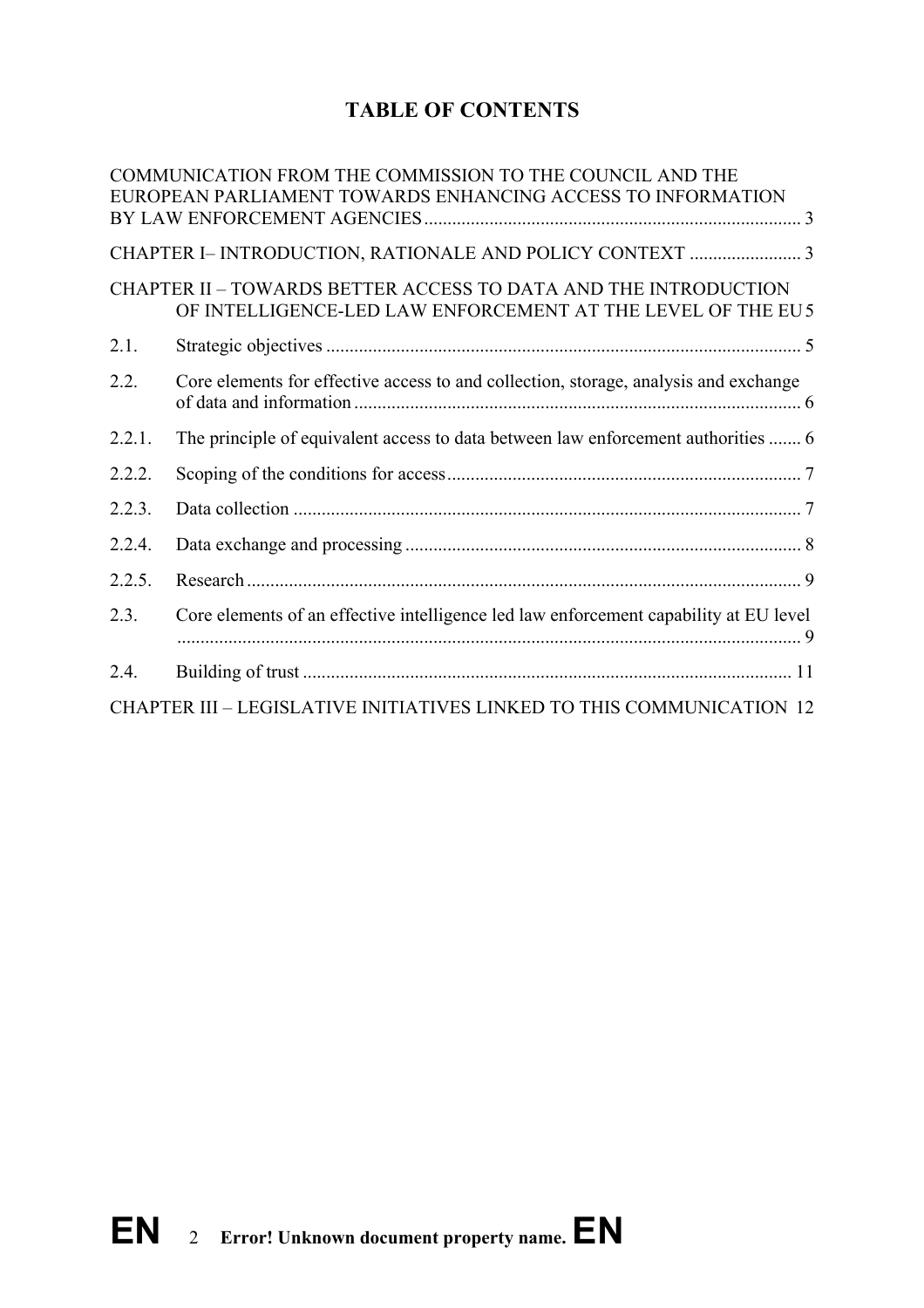# TABLE OF CONTENTS

COMMUNICATION FROM THE COMMISSION TO THE COUNCIL AND THE EUROPEAN PARLIAMENT TOWARDS ENHANCING ACCESS TO INFORMATION BY LAW ENFORCEMENT AGENCIES ........ 3

CHAPTER I– INTRODUCTION, RATIONALE AND POLICY CONTEXT ........ 3

CHAPTER II – TOWARDS BETTER ACCESS TO DATA AND THE INTRODUCTION OF INTELLIGENCE-LED LAW ENFORCEMENT AT THE LEVEL OF THE EU 5

2.1. Strategic objectives ........ 5

2.2. Core elements for effective access to and collection, storage, analysis and exchange of data and information ........ 6

2.2.1. The principle of equivalent access to data between law enforcement authorities ........ 6

2.2.2. Scoping of the conditions for access ........ 7

2.2.3. Data collection ........ 7

2.2.4. Data exchange and processing ........ 8

2.2.5. Research ........ 9

2.3. Core elements of an effective intelligence led law enforcement capability at EU level ........ 9

2.4. Building of trust ........ 11

CHAPTER III – LEGISLATIVE INITIATIVES LINKED TO THIS COMMUNICATION 12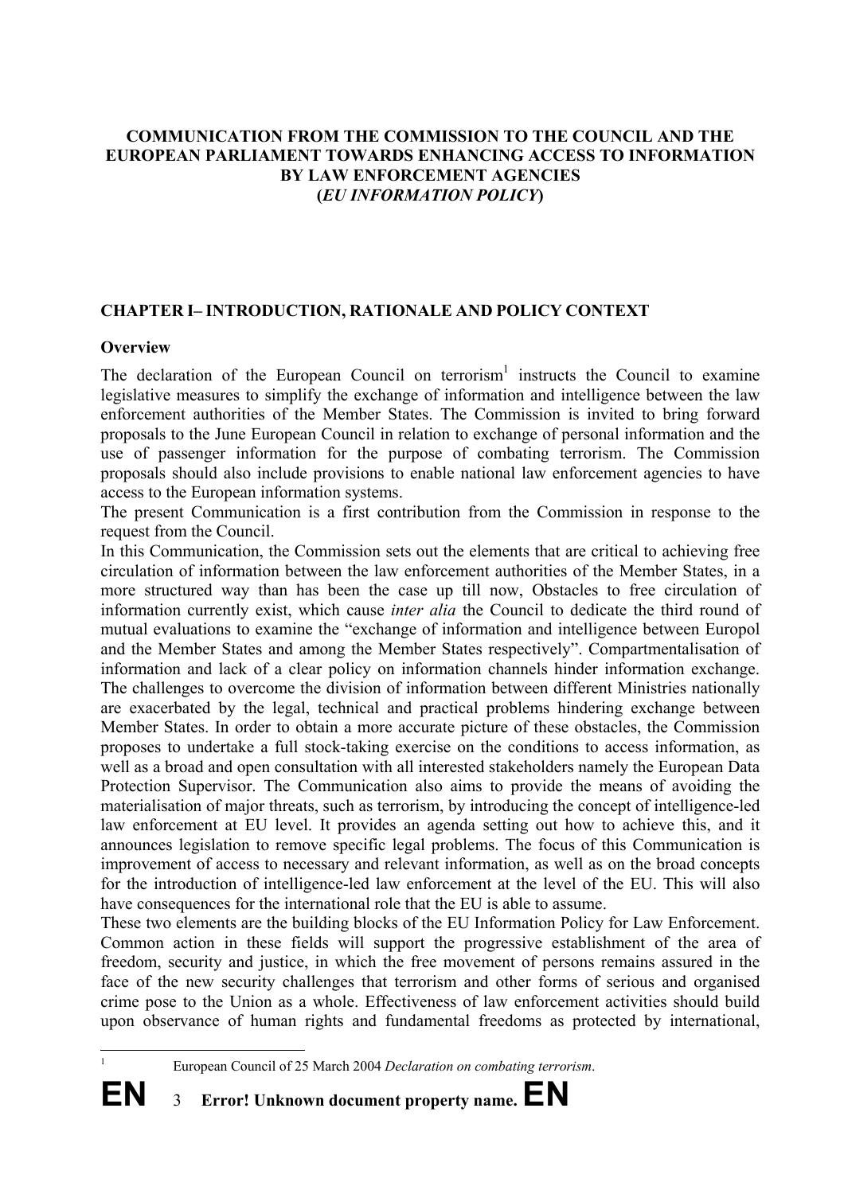**COMMUNICATION FROM THE COMMISSION TO THE COUNCIL AND THE EUROPEAN PARLIAMENT TOWARDS ENHANCING ACCESS TO INFORMATION BY LAW ENFORCEMENT AGENCIES (*EU INFORMATION POLICY*)**

## CHAPTER I– INTRODUCTION, RATIONALE AND POLICY CONTEXT

### Overview

The declaration of the European Council on terrorism[1] instructs the Council to examine legislative measures to simplify the exchange of information and intelligence between the law enforcement authorities of the Member States. The Commission is invited to bring forward proposals to the June European Council in relation to exchange of personal information and the use of passenger information for the purpose of combating terrorism. The Commission proposals should also include provisions to enable national law enforcement agencies to have access to the European information systems.

The present Communication is a first contribution from the Commission in response to the request from the Council.

In this Communication, the Commission sets out the elements that are critical to achieving free circulation of information between the law enforcement authorities of the Member States, in a more structured way than has been the case up till now, Obstacles to free circulation of information currently exist, which cause *inter alia* the Council to dedicate the third round of mutual evaluations to examine the "exchange of information and intelligence between Europol and the Member States and among the Member States respectively". Compartmentalisation of information and lack of a clear policy on information channels hinder information exchange. The challenges to overcome the division of information between different Ministries nationally are exacerbated by the legal, technical and practical problems hindering exchange between Member States. In order to obtain a more accurate picture of these obstacles, the Commission proposes to undertake a full stock-taking exercise on the conditions to access information, as well as a broad and open consultation with all interested stakeholders namely the European Data Protection Supervisor. The Communication also aims to provide the means of avoiding the materialisation of major threats, such as terrorism, by introducing the concept of intelligence-led law enforcement at EU level. It provides an agenda setting out how to achieve this, and it announces legislation to remove specific legal problems. The focus of this Communication is improvement of access to necessary and relevant information, as well as on the broad concepts for the introduction of intelligence-led law enforcement at the level of the EU. This will also have consequences for the international role that the EU is able to assume.

These two elements are the building blocks of the EU Information Policy for Law Enforcement. Common action in these fields will support the progressive establishment of the area of freedom, security and justice, in which the free movement of persons remains assured in the face of the new security challenges that terrorism and other forms of serious and organised crime pose to the Union as a whole. Effectiveness of law enforcement activities should build upon observance of human rights and fundamental freedoms as protected by international,

[1] European Council of 25 March 2004 *Declaration on combating terrorism*.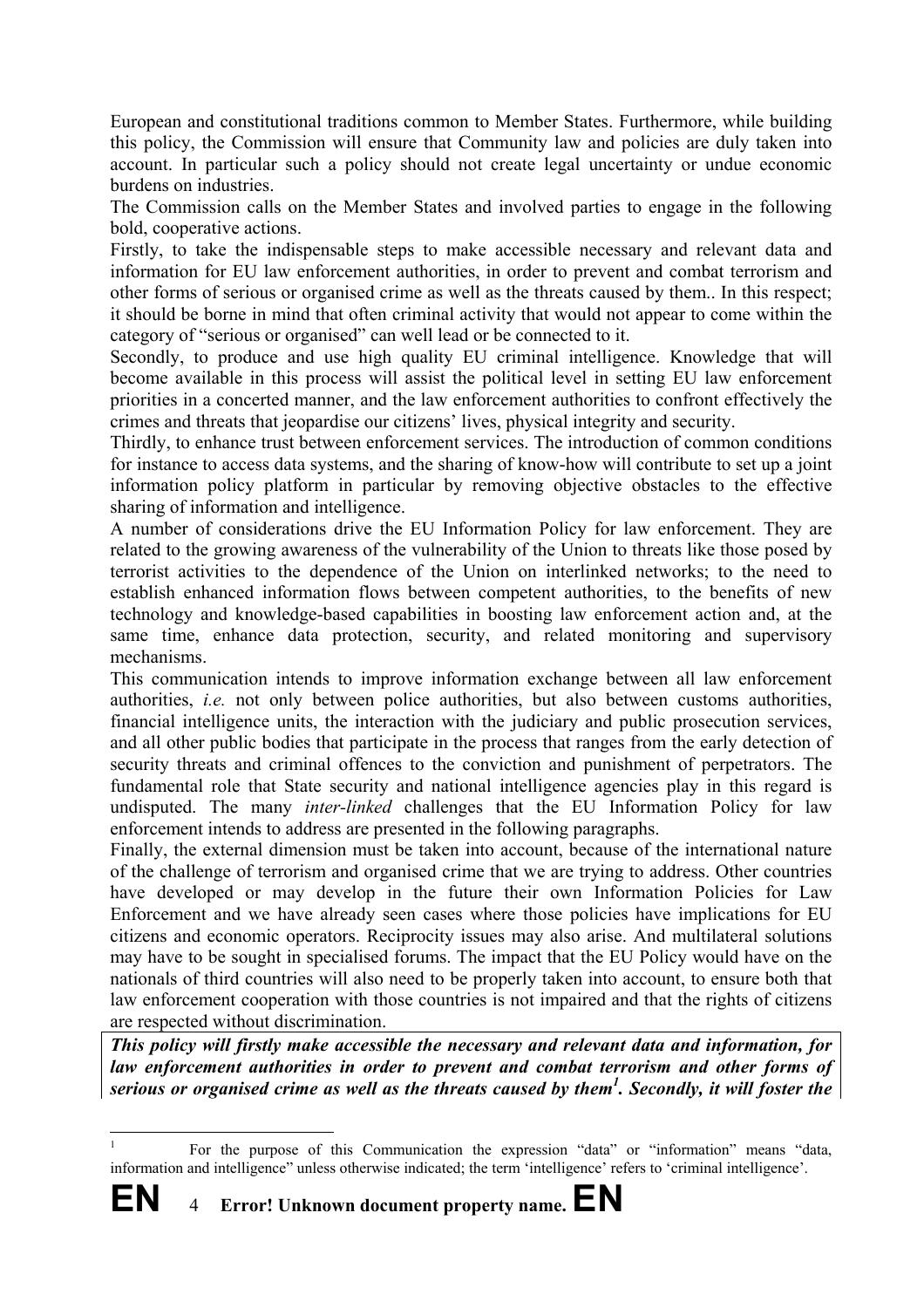European and constitutional traditions common to Member States. Furthermore, while building this policy, the Commission will ensure that Community law and policies are duly taken into account. In particular such a policy should not create legal uncertainty or undue economic burdens on industries.

The Commission calls on the Member States and involved parties to engage in the following bold, cooperative actions.

Firstly, to take the indispensable steps to make accessible necessary and relevant data and information for EU law enforcement authorities, in order to prevent and combat terrorism and other forms of serious or organised crime as well as the threats caused by them.. In this respect; it should be borne in mind that often criminal activity that would not appear to come within the category of "serious or organised" can well lead or be connected to it.

Secondly, to produce and use high quality EU criminal intelligence. Knowledge that will become available in this process will assist the political level in setting EU law enforcement priorities in a concerted manner, and the law enforcement authorities to confront effectively the crimes and threats that jeopardise our citizens' lives, physical integrity and security.

Thirdly, to enhance trust between enforcement services. The introduction of common conditions for instance to access data systems, and the sharing of know-how will contribute to set up a joint information policy platform in particular by removing objective obstacles to the effective sharing of information and intelligence.

A number of considerations drive the EU Information Policy for law enforcement. They are related to the growing awareness of the vulnerability of the Union to threats like those posed by terrorist activities to the dependence of the Union on interlinked networks; to the need to establish enhanced information flows between competent authorities, to the benefits of new technology and knowledge-based capabilities in boosting law enforcement action and, at the same time, enhance data protection, security, and related monitoring and supervisory mechanisms.

This communication intends to improve information exchange between all law enforcement authorities, *i.e.* not only between police authorities, but also between customs authorities, financial intelligence units, the interaction with the judiciary and public prosecution services, and all other public bodies that participate in the process that ranges from the early detection of security threats and criminal offences to the conviction and punishment of perpetrators. The fundamental role that State security and national intelligence agencies play in this regard is undisputed. The many *inter-linked* challenges that the EU Information Policy for law enforcement intends to address are presented in the following paragraphs.

Finally, the external dimension must be taken into account, because of the international nature of the challenge of terrorism and organised crime that we are trying to address. Other countries have developed or may develop in the future their own Information Policies for Law Enforcement and we have already seen cases where those policies have implications for EU citizens and economic operators. Reciprocity issues may also arise. And multilateral solutions may have to be sought in specialised forums. The impact that the EU Policy would have on the nationals of third countries will also need to be properly taken into account, to ensure both that law enforcement cooperation with those countries is not impaired and that the rights of citizens are respected without discrimination.

***This policy will firstly make accessible the necessary and relevant data and information, for law enforcement authorities in order to prevent and combat terrorism and other forms of serious or organised crime as well as the threats caused by them[1]. Secondly, it will foster the***

[1] For the purpose of this Communication the expression "data" or "information" means "data, information and intelligence" unless otherwise indicated; the term 'intelligence' refers to 'criminal intelligence'.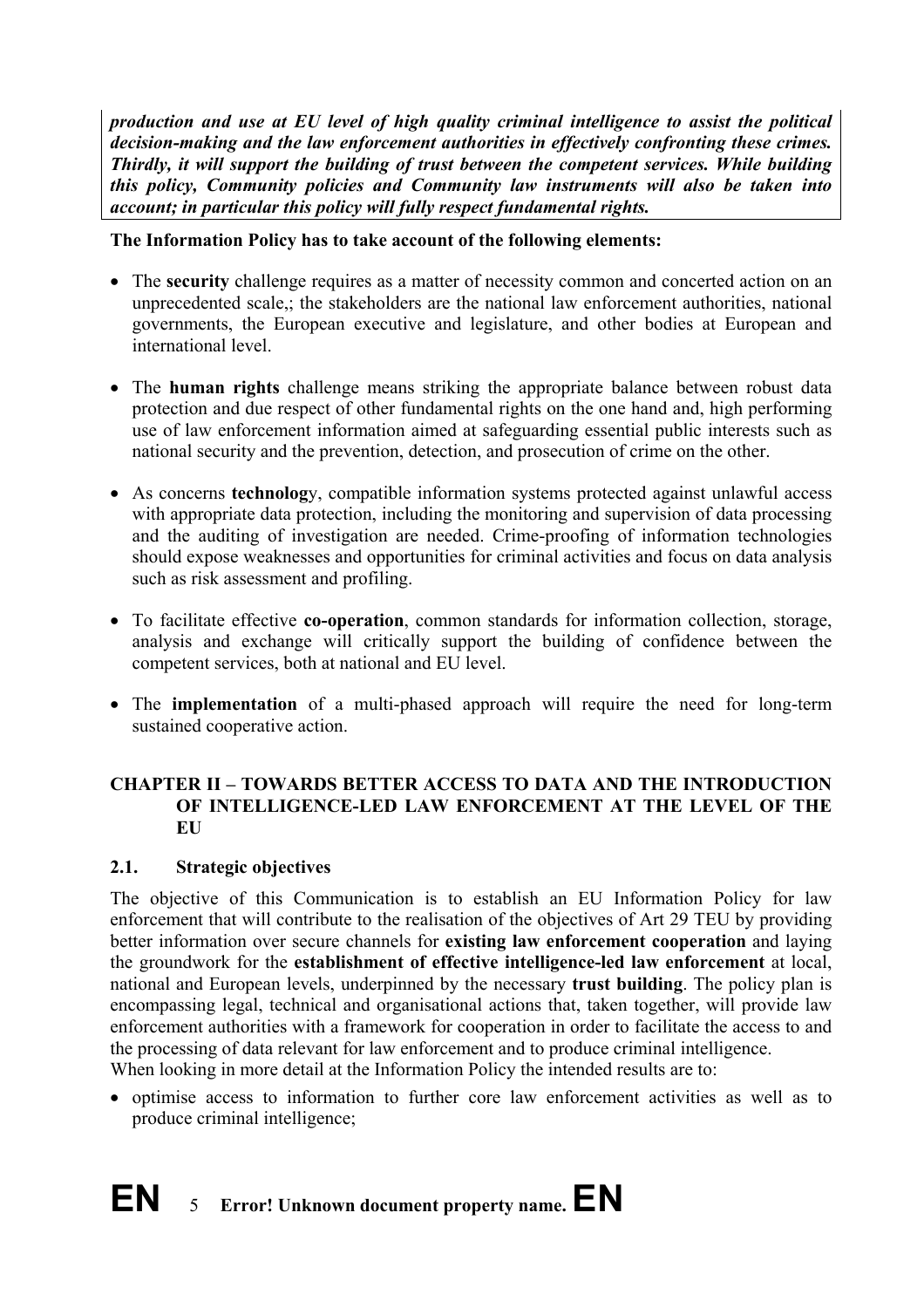***production and use at EU level of high quality criminal intelligence to assist the political decision-making and the law enforcement authorities in effectively confronting these crimes. Thirdly, it will support the building of trust between the competent services. While building this policy, Community policies and Community law instruments will also be taken into account; in particular this policy will fully respect fundamental rights.***

**The Information Policy has to take account of the following elements:**

- The **security** challenge requires as a matter of necessity common and concerted action on an unprecedented scale,; the stakeholders are the national law enforcement authorities, national governments, the European executive and legislature, and other bodies at European and international level.

- The **human rights** challenge means striking the appropriate balance between robust data protection and due respect of other fundamental rights on the one hand and, high performing use of law enforcement information aimed at safeguarding essential public interests such as national security and the prevention, detection, and prosecution of crime on the other.

- As concerns **technolog**y, compatible information systems protected against unlawful access with appropriate data protection, including the monitoring and supervision of data processing and the auditing of investigation are needed. Crime-proofing of information technologies should expose weaknesses and opportunities for criminal activities and focus on data analysis such as risk assessment and profiling.

- To facilitate effective **co-operation**, common standards for information collection, storage, analysis and exchange will critically support the building of confidence between the competent services, both at national and EU level.

- The **implementation** of a multi-phased approach will require the need for long-term sustained cooperative action.

## CHAPTER II – TOWARDS BETTER ACCESS TO DATA AND THE INTRODUCTION OF INTELLIGENCE-LED LAW ENFORCEMENT AT THE LEVEL OF THE EU

### 2.1. Strategic objectives

The objective of this Communication is to establish an EU Information Policy for law enforcement that will contribute to the realisation of the objectives of Art 29 TEU by providing better information over secure channels for **existing law enforcement cooperation** and laying the groundwork for the **establishment of effective intelligence-led law enforcement** at local, national and European levels, underpinned by the necessary **trust building**. The policy plan is encompassing legal, technical and organisational actions that, taken together, will provide law enforcement authorities with a framework for cooperation in order to facilitate the access to and the processing of data relevant for law enforcement and to produce criminal intelligence.
When looking in more detail at the Information Policy the intended results are to:

- optimise access to information to further core law enforcement activities as well as to produce criminal intelligence;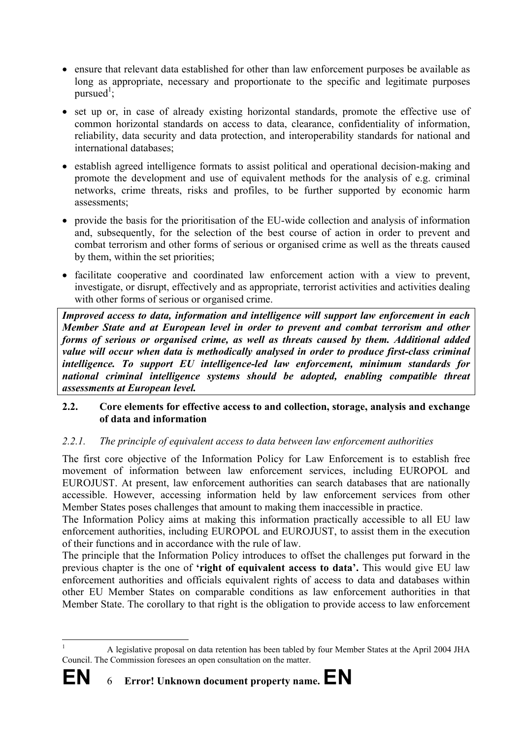- ensure that relevant data established for other than law enforcement purposes be available as long as appropriate, necessary and proportionate to the specific and legitimate purposes pursued[1];
- set up or, in case of already existing horizontal standards, promote the effective use of common horizontal standards on access to data, clearance, confidentiality of information, reliability, data security and data protection, and interoperability standards for national and international databases;
- establish agreed intelligence formats to assist political and operational decision-making and promote the development and use of equivalent methods for the analysis of e.g. criminal networks, crime threats, risks and profiles, to be further supported by economic harm assessments;
- provide the basis for the prioritisation of the EU-wide collection and analysis of information and, subsequently, for the selection of the best course of action in order to prevent and combat terrorism and other forms of serious or organised crime as well as the threats caused by them, within the set priorities;
- facilitate cooperative and coordinated law enforcement action with a view to prevent, investigate, or disrupt, effectively and as appropriate, terrorist activities and activities dealing with other forms of serious or organised crime.

***Improved access to data, information and intelligence will support law enforcement in each Member State and at European level in order to prevent and combat terrorism and other forms of serious or organised crime, as well as threats caused by them. Additional added value will occur when data is methodically analysed in order to produce first-class criminal intelligence. To support EU intelligence-led law enforcement, minimum standards for national criminal intelligence systems should be adopted, enabling compatible threat assessments at European level.***

## 2.2. Core elements for effective access to and collection, storage, analysis and exchange of data and information

### *2.2.1. The principle of equivalent access to data between law enforcement authorities*

The first core objective of the Information Policy for Law Enforcement is to establish free movement of information between law enforcement services, including EUROPOL and EUROJUST. At present, law enforcement authorities can search databases that are nationally accessible. However, accessing information held by law enforcement services from other Member States poses challenges that amount to making them inaccessible in practice.

The Information Policy aims at making this information practically accessible to all EU law enforcement authorities, including EUROPOL and EUROJUST, to assist them in the execution of their functions and in accordance with the rule of law.

The principle that the Information Policy introduces to offset the challenges put forward in the previous chapter is the one of **'right of equivalent access to data'.** This would give EU law enforcement authorities and officials equivalent rights of access to data and databases within other EU Member States on comparable conditions as law enforcement authorities in that Member State. The corollary to that right is the obligation to provide access to law enforcement

---

[1] A legislative proposal on data retention has been tabled by four Member States at the April 2004 JHA Council. The Commission foresees an open consultation on the matter.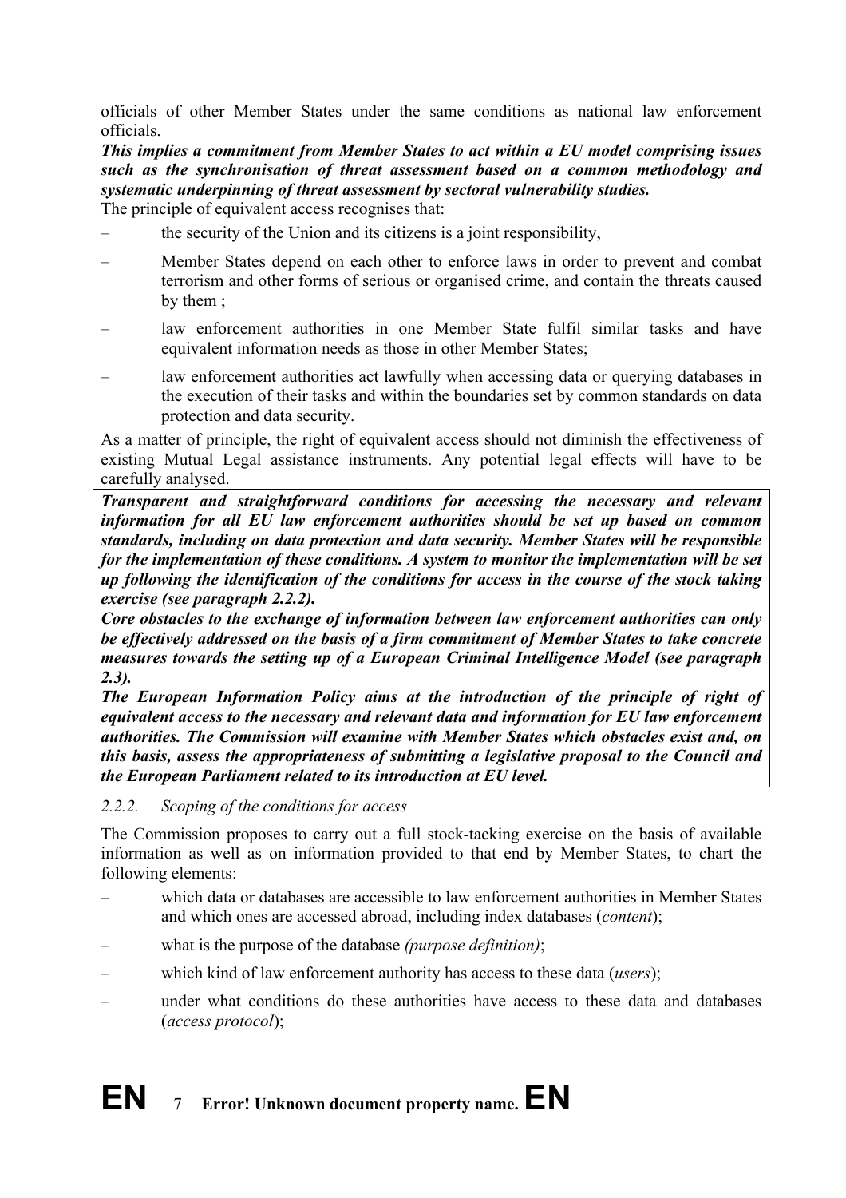officials of other Member States under the same conditions as national law enforcement officials.

***This implies a commitment from Member States to act within a EU model comprising issues such as the synchronisation of threat assessment based on a common methodology and systematic underpinning of threat assessment by sectoral vulnerability studies.***

The principle of equivalent access recognises that:

- the security of the Union and its citizens is a joint responsibility,
- Member States depend on each other to enforce laws in order to prevent and combat terrorism and other forms of serious or organised crime, and contain the threats caused by them ;
- law enforcement authorities in one Member State fulfil similar tasks and have equivalent information needs as those in other Member States;
- law enforcement authorities act lawfully when accessing data or querying databases in the execution of their tasks and within the boundaries set by common standards on data protection and data security.

As a matter of principle, the right of equivalent access should not diminish the effectiveness of existing Mutual Legal assistance instruments. Any potential legal effects will have to be carefully analysed.

***Transparent and straightforward conditions for accessing the necessary and relevant information for all EU law enforcement authorities should be set up based on common standards, including on data protection and data security. Member States will be responsible for the implementation of these conditions. A system to monitor the implementation will be set up following the identification of the conditions for access in the course of the stock taking exercise (see paragraph 2.2.2).***

***Core obstacles to the exchange of information between law enforcement authorities can only be effectively addressed on the basis of a firm commitment of Member States to take concrete measures towards the setting up of a European Criminal Intelligence Model (see paragraph 2.3).***

***The European Information Policy aims at the introduction of the principle of right of equivalent access to the necessary and relevant data and information for EU law enforcement authorities. The Commission will examine with Member States which obstacles exist and, on this basis, assess the appropriateness of submitting a legislative proposal to the Council and the European Parliament related to its introduction at EU level.***

### *2.2.2. Scoping of the conditions for access*

The Commission proposes to carry out a full stock-tacking exercise on the basis of available information as well as on information provided to that end by Member States, to chart the following elements:

- which data or databases are accessible to law enforcement authorities in Member States and which ones are accessed abroad, including index databases (*content*);
- what is the purpose of the database *(purpose definition)*;
- which kind of law enforcement authority has access to these data (*users*);
- under what conditions do these authorities have access to these data and databases (*access protocol*);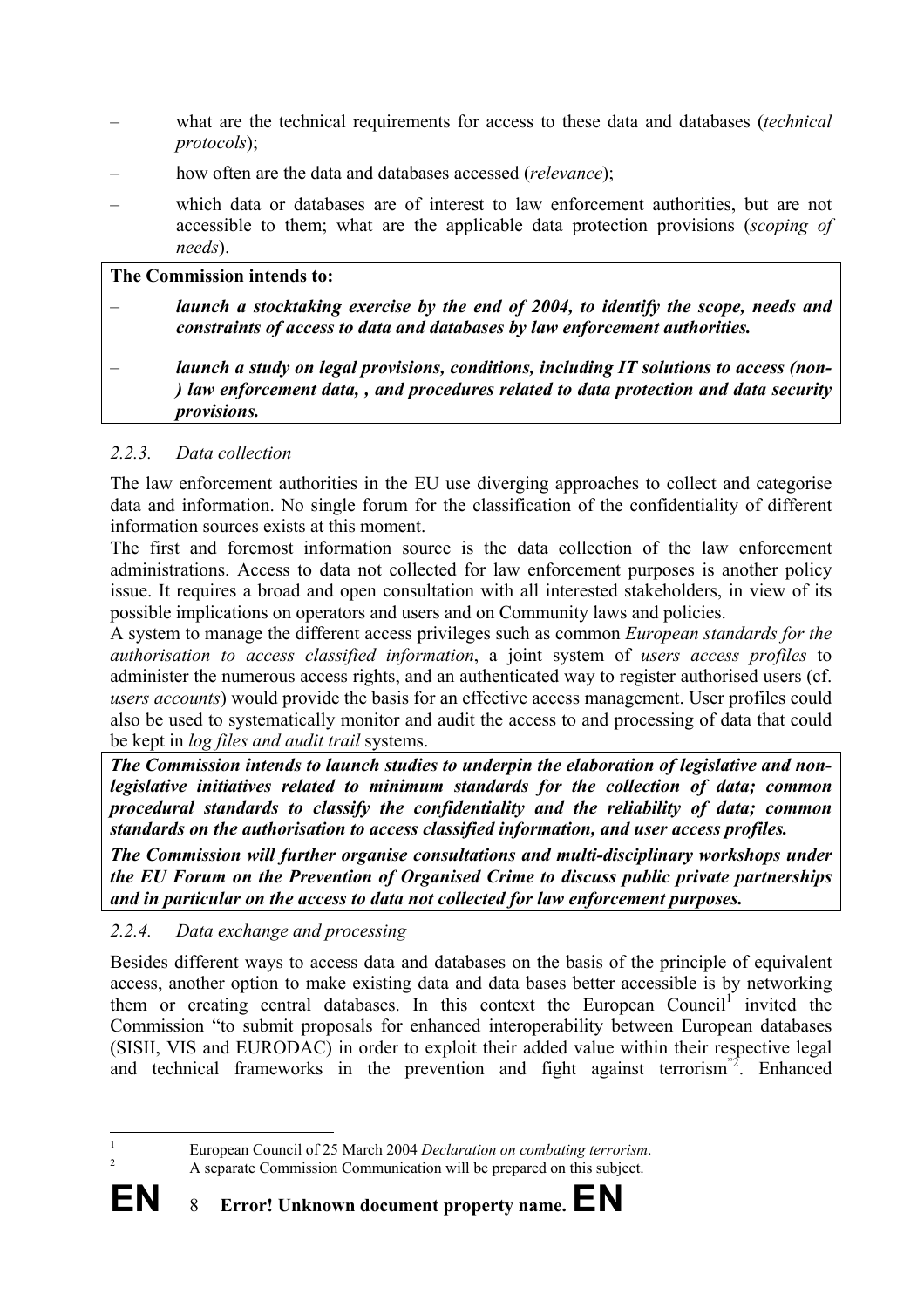– what are the technical requirements for access to these data and databases (*technical protocols*);

– how often are the data and databases accessed (*relevance*);

– which data or databases are of interest to law enforcement authorities, but are not accessible to them; what are the applicable data protection provisions (*scoping of needs*).

**The Commission intends to:**

– ***launch a stocktaking exercise by the end of 2004, to identify the scope, needs and constraints of access to data and databases by law enforcement authorities.***

– ***launch a study on legal provisions, conditions, including IT solutions to access (non-) law enforcement data, , and procedures related to data protection and data security provisions.***

### 2.2.3. *Data collection*

The law enforcement authorities in the EU use diverging approaches to collect and categorise data and information. No single forum for the classification of the confidentiality of different information sources exists at this moment.

The first and foremost information source is the data collection of the law enforcement administrations. Access to data not collected for law enforcement purposes is another policy issue. It requires a broad and open consultation with all interested stakeholders, in view of its possible implications on operators and users and on Community laws and policies.

A system to manage the different access privileges such as common *European standards for the authorisation to access classified information*, a joint system of *users access profiles* to administer the numerous access rights, and an authenticated way to register authorised users (cf. *users accounts*) would provide the basis for an effective access management. User profiles could also be used to systematically monitor and audit the access to and processing of data that could be kept in *log files and audit trail* systems.

***The Commission intends to launch studies to underpin the elaboration of legislative and non-legislative initiatives related to minimum standards for the collection of data; common procedural standards to classify the confidentiality and the reliability of data; common standards on the authorisation to access classified information, and user access profiles.***

***The Commission will further organise consultations and multi-disciplinary workshops under the EU Forum on the Prevention of Organised Crime to discuss public private partnerships and in particular on the access to data not collected for law enforcement purposes.***

### 2.2.4. *Data exchange and processing*

Besides different ways to access data and databases on the basis of the principle of equivalent access, another option to make existing data and data bases better accessible is by networking them or creating central databases. In this context the European Council[1] invited the Commission "to submit proposals for enhanced interoperability between European databases (SISII, VIS and EURODAC) in order to exploit their added value within their respective legal and technical frameworks in the prevention and fight against terrorism"[2]. Enhanced

[1] European Council of 25 March 2004 *Declaration on combating terrorism*.

[2] A separate Commission Communication will be prepared on this subject.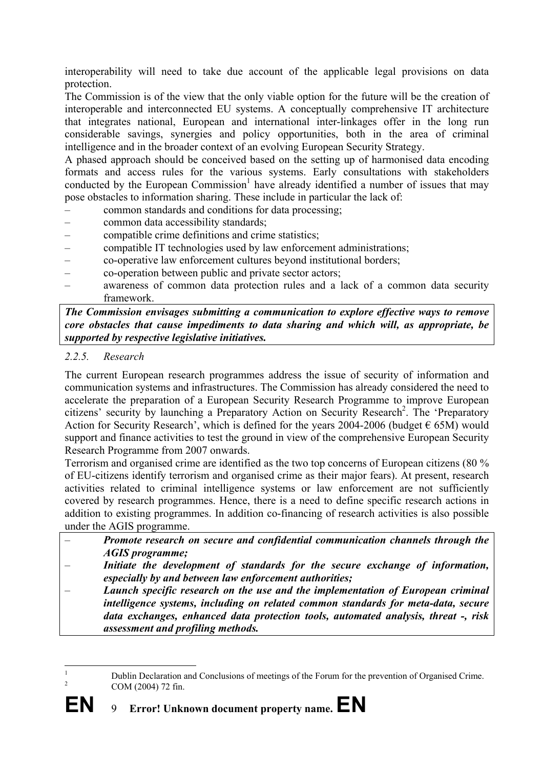interoperability will need to take due account of the applicable legal provisions on data protection.

The Commission is of the view that the only viable option for the future will be the creation of interoperable and interconnected EU systems. A conceptually comprehensive IT architecture that integrates national, European and international inter-linkages offer in the long run considerable savings, synergies and policy opportunities, both in the area of criminal intelligence and in the broader context of an evolving European Security Strategy.

A phased approach should be conceived based on the setting up of harmonised data encoding formats and access rules for the various systems. Early consultations with stakeholders conducted by the European Commission[1] have already identified a number of issues that may pose obstacles to information sharing. These include in particular the lack of:

– common standards and conditions for data processing;
– common data accessibility standards;
– compatible crime definitions and crime statistics;
– compatible IT technologies used by law enforcement administrations;
– co-operative law enforcement cultures beyond institutional borders;
– co-operation between public and private sector actors;
– awareness of common data protection rules and a lack of a common data security framework.

***The Commission envisages submitting a communication to explore effective ways to remove core obstacles that cause impediments to data sharing and which will, as appropriate, be supported by respective legislative initiatives.***

### *2.2.5. Research*

The current European research programmes address the issue of security of information and communication systems and infrastructures. The Commission has already considered the need to accelerate the preparation of a European Security Research Programme to improve European citizens' security by launching a Preparatory Action on Security Research[2]. The 'Preparatory Action for Security Research', which is defined for the years 2004-2006 (budget € 65M) would support and finance activities to test the ground in view of the comprehensive European Security Research Programme from 2007 onwards.

Terrorism and organised crime are identified as the two top concerns of European citizens (80 % of EU-citizens identify terrorism and organised crime as their major fears). At present, research activities related to criminal intelligence systems or law enforcement are not sufficiently covered by research programmes. Hence, there is a need to define specific research actions in addition to existing programmes. In addition co-financing of research activities is also possible under the AGIS programme.

– ***Promote research on secure and confidential communication channels through the AGIS programme;***
– ***Initiate the development of standards for the secure exchange of information, especially by and between law enforcement authorities;***
– ***Launch specific research on the use and the implementation of European criminal intelligence systems, including on related common standards for meta-data, secure data exchanges, enhanced data protection tools, automated analysis, threat -, risk assessment and profiling methods.***

---

[1] Dublin Declaration and Conclusions of meetings of the Forum for the prevention of Organised Crime.

[2] COM (2004) 72 fin.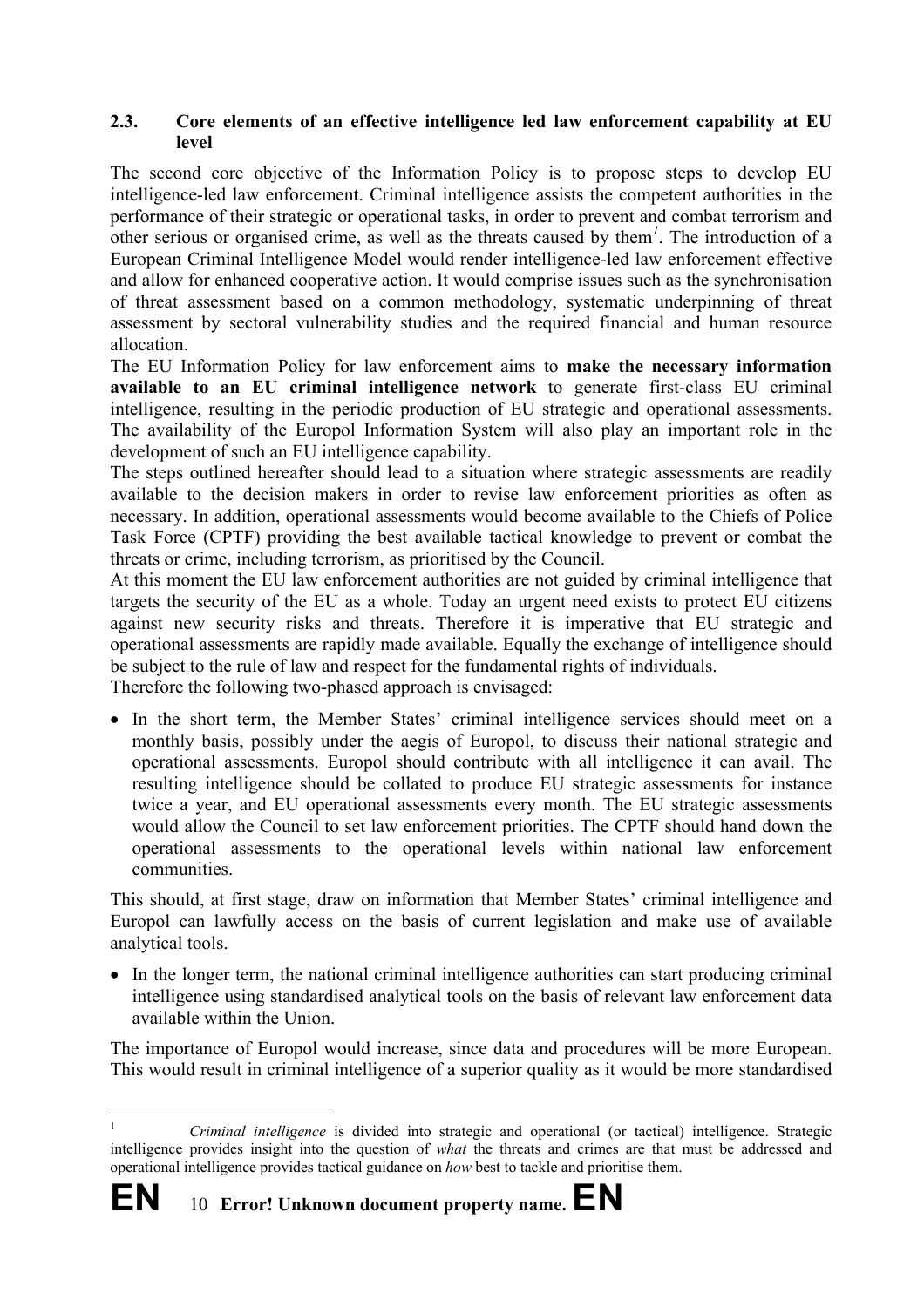### 2.3. Core elements of an effective intelligence led law enforcement capability at EU level

The second core objective of the Information Policy is to propose steps to develop EU intelligence-led law enforcement. Criminal intelligence assists the competent authorities in the performance of their strategic or operational tasks, in order to prevent and combat terrorism and other serious or organised crime, as well as the threats caused by them[1]. The introduction of a European Criminal Intelligence Model would render intelligence-led law enforcement effective and allow for enhanced cooperative action. It would comprise issues such as the synchronisation of threat assessment based on a common methodology, systematic underpinning of threat assessment by sectoral vulnerability studies and the required financial and human resource allocation.

The EU Information Policy for law enforcement aims to **make the necessary information available to an EU criminal intelligence network** to generate first-class EU criminal intelligence, resulting in the periodic production of EU strategic and operational assessments. The availability of the Europol Information System will also play an important role in the development of such an EU intelligence capability.

The steps outlined hereafter should lead to a situation where strategic assessments are readily available to the decision makers in order to revise law enforcement priorities as often as necessary. In addition, operational assessments would become available to the Chiefs of Police Task Force (CPTF) providing the best available tactical knowledge to prevent or combat the threats or crime, including terrorism, as prioritised by the Council.

At this moment the EU law enforcement authorities are not guided by criminal intelligence that targets the security of the EU as a whole. Today an urgent need exists to protect EU citizens against new security risks and threats. Therefore it is imperative that EU strategic and operational assessments are rapidly made available. Equally the exchange of intelligence should be subject to the rule of law and respect for the fundamental rights of individuals.

Therefore the following two-phased approach is envisaged:

- In the short term, the Member States' criminal intelligence services should meet on a monthly basis, possibly under the aegis of Europol, to discuss their national strategic and operational assessments. Europol should contribute with all intelligence it can avail. The resulting intelligence should be collated to produce EU strategic assessments for instance twice a year, and EU operational assessments every month. The EU strategic assessments would allow the Council to set law enforcement priorities. The CPTF should hand down the operational assessments to the operational levels within national law enforcement communities.

This should, at first stage, draw on information that Member States' criminal intelligence and Europol can lawfully access on the basis of current legislation and make use of available analytical tools.

- In the longer term, the national criminal intelligence authorities can start producing criminal intelligence using standardised analytical tools on the basis of relevant law enforcement data available within the Union.

The importance of Europol would increase, since data and procedures will be more European. This would result in criminal intelligence of a superior quality as it would be more standardised

[1] *Criminal intelligence* is divided into strategic and operational (or tactical) intelligence. Strategic intelligence provides insight into the question of *what* the threats and crimes are that must be addressed and operational intelligence provides tactical guidance on *how* best to tackle and prioritise them.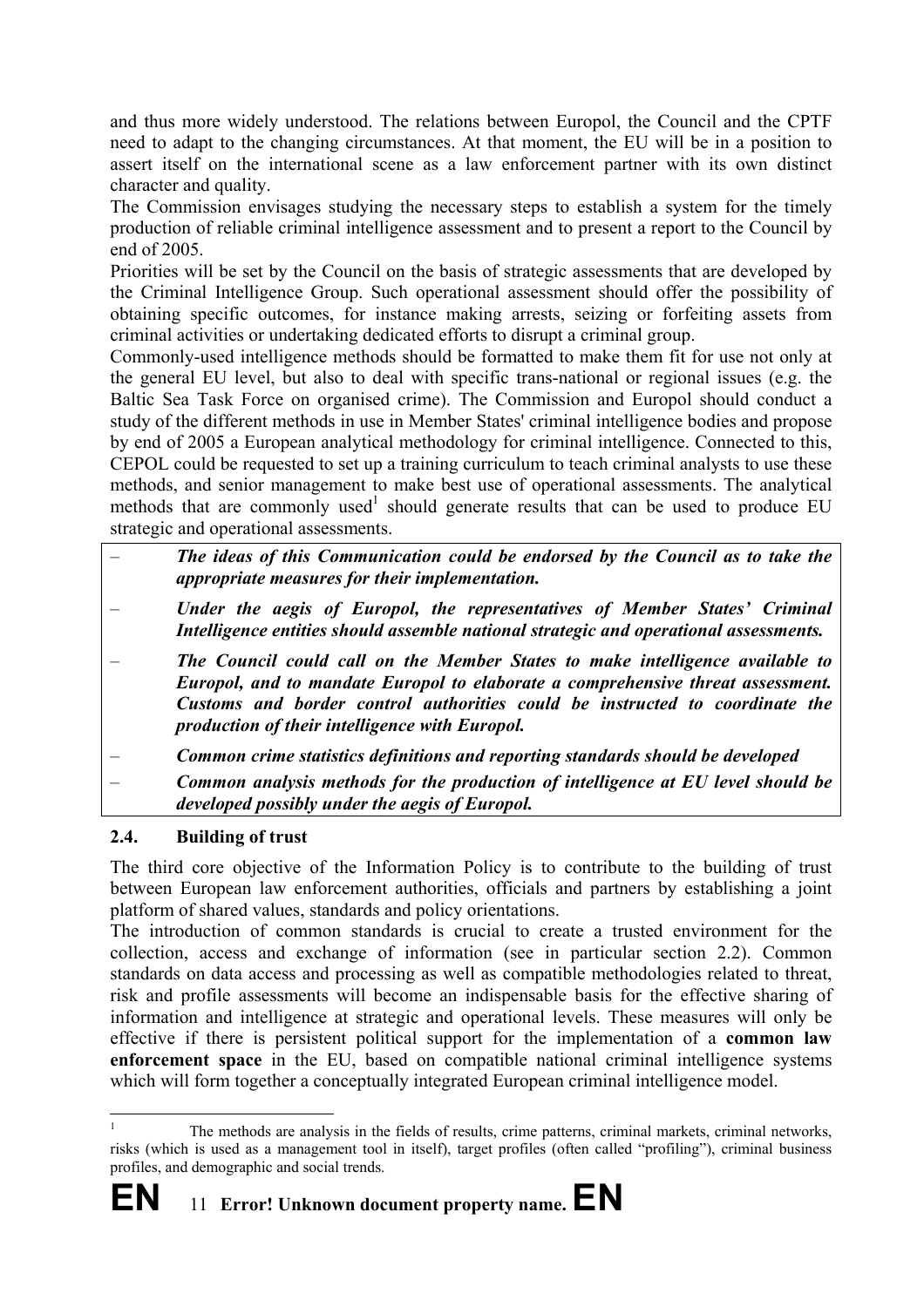and thus more widely understood. The relations between Europol, the Council and the CPTF need to adapt to the changing circumstances. At that moment, the EU will be in a position to assert itself on the international scene as a law enforcement partner with its own distinct character and quality.

The Commission envisages studying the necessary steps to establish a system for the timely production of reliable criminal intelligence assessment and to present a report to the Council by end of 2005.

Priorities will be set by the Council on the basis of strategic assessments that are developed by the Criminal Intelligence Group. Such operational assessment should offer the possibility of obtaining specific outcomes, for instance making arrests, seizing or forfeiting assets from criminal activities or undertaking dedicated efforts to disrupt a criminal group.

Commonly-used intelligence methods should be formatted to make them fit for use not only at the general EU level, but also to deal with specific trans-national or regional issues (e.g. the Baltic Sea Task Force on organised crime). The Commission and Europol should conduct a study of the different methods in use in Member States' criminal intelligence bodies and propose by end of 2005 a European analytical methodology for criminal intelligence. Connected to this, CEPOL could be requested to set up a training curriculum to teach criminal analysts to use these methods, and senior management to make best use of operational assessments. The analytical methods that are commonly used[1] should generate results that can be used to produce EU strategic and operational assessments.

- ***The ideas of this Communication could be endorsed by the Council as to take the appropriate measures for their implementation.***
- ***Under the aegis of Europol, the representatives of Member States' Criminal Intelligence entities should assemble national strategic and operational assessments.***
- ***The Council could call on the Member States to make intelligence available to Europol, and to mandate Europol to elaborate a comprehensive threat assessment. Customs and border control authorities could be instructed to coordinate the production of their intelligence with Europol.***
- ***Common crime statistics definitions and reporting standards should be developed***
- ***Common analysis methods for the production of intelligence at EU level should be developed possibly under the aegis of Europol.***

## 2.4. Building of trust

The third core objective of the Information Policy is to contribute to the building of trust between European law enforcement authorities, officials and partners by establishing a joint platform of shared values, standards and policy orientations.

The introduction of common standards is crucial to create a trusted environment for the collection, access and exchange of information (see in particular section 2.2). Common standards on data access and processing as well as compatible methodologies related to threat, risk and profile assessments will become an indispensable basis for the effective sharing of information and intelligence at strategic and operational levels. These measures will only be effective if there is persistent political support for the implementation of a **common law enforcement space** in the EU, based on compatible national criminal intelligence systems which will form together a conceptually integrated European criminal intelligence model.

---

[1] The methods are analysis in the fields of results, crime patterns, criminal markets, criminal networks, risks (which is used as a management tool in itself), target profiles (often called "profiling"), criminal business profiles, and demographic and social trends.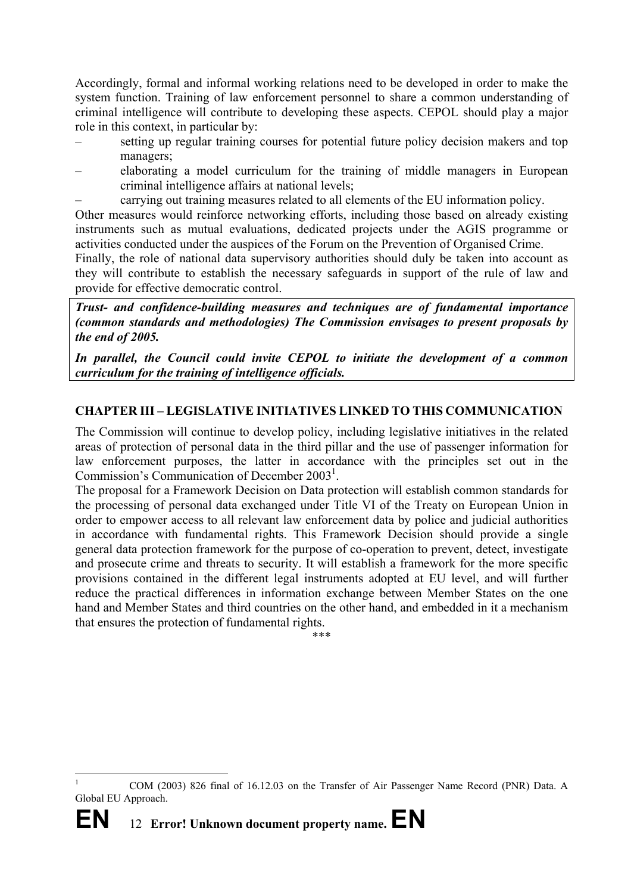Accordingly, formal and informal working relations need to be developed in order to make the system function. Training of law enforcement personnel to share a common understanding of criminal intelligence will contribute to developing these aspects. CEPOL should play a major role in this context, in particular by:

- setting up regular training courses for potential future policy decision makers and top managers;
- elaborating a model curriculum for the training of middle managers in European criminal intelligence affairs at national levels;
- carrying out training measures related to all elements of the EU information policy.

Other measures would reinforce networking efforts, including those based on already existing instruments such as mutual evaluations, dedicated projects under the AGIS programme or activities conducted under the auspices of the Forum on the Prevention of Organised Crime.

Finally, the role of national data supervisory authorities should duly be taken into account as they will contribute to establish the necessary safeguards in support of the rule of law and provide for effective democratic control.

***Trust- and confidence-building measures and techniques are of fundamental importance (common standards and methodologies) The Commission envisages to present proposals by the end of 2005.***

***In parallel, the Council could invite CEPOL to initiate the development of a common curriculum for the training of intelligence officials.***

## CHAPTER III – LEGISLATIVE INITIATIVES LINKED TO THIS COMMUNICATION

The Commission will continue to develop policy, including legislative initiatives in the related areas of protection of personal data in the third pillar and the use of passenger information for law enforcement purposes, the latter in accordance with the principles set out in the Commission's Communication of December 2003[1].

The proposal for a Framework Decision on Data protection will establish common standards for the processing of personal data exchanged under Title VI of the Treaty on European Union in order to empower access to all relevant law enforcement data by police and judicial authorities in accordance with fundamental rights. This Framework Decision should provide a single general data protection framework for the purpose of co-operation to prevent, detect, investigate and prosecute crime and threats to security. It will establish a framework for the more specific provisions contained in the different legal instruments adopted at EU level, and will further reduce the practical differences in information exchange between Member States on the one hand and Member States and third countries on the other hand, and embedded in it a mechanism that ensures the protection of fundamental rights.

\*\*\*

[1] COM (2003) 826 final of 16.12.03 on the Transfer of Air Passenger Name Record (PNR) Data. A Global EU Approach.